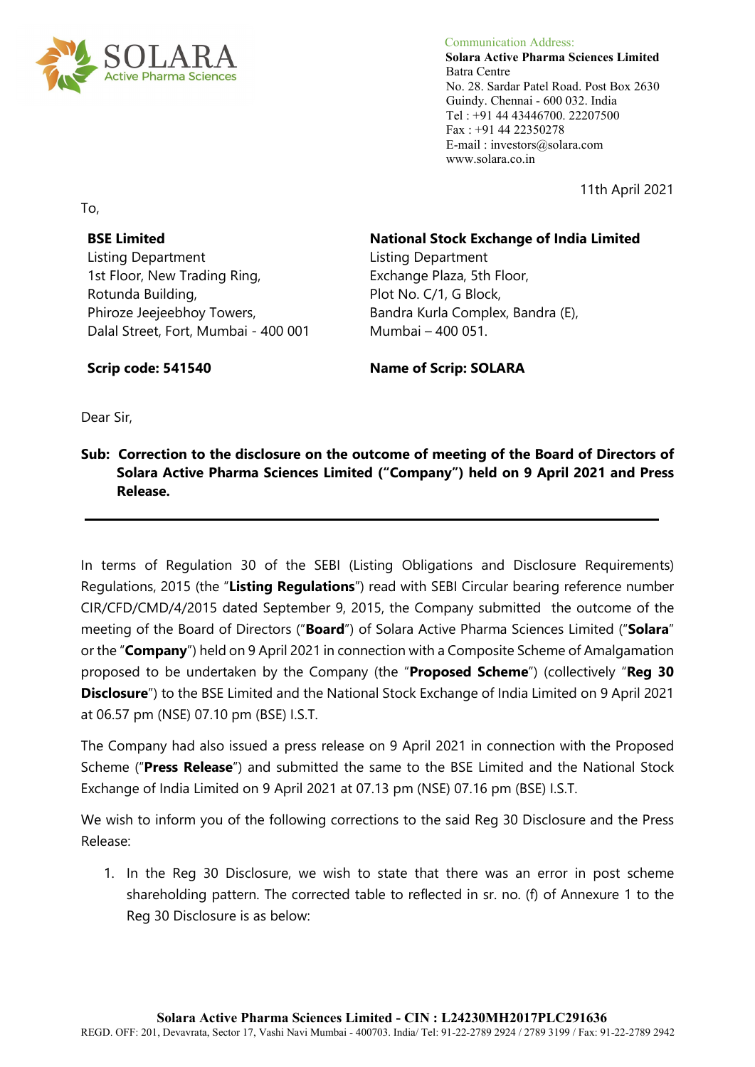Communication Address:
**Solara Active Pharma Sciences Limited**
Batra Centre
No. 28. Sardar Patel Road. Post Box 2630
Guindy. Chennai - 600 032. India
Tel : +91 44 43446700. 22207500
Fax : +91 44 22350278
E-mail : investors@solara.com
www.solara.co.in

11th April 2021

To,

**BSE Limited**
Listing Department
1st Floor, New Trading Ring,
Rotunda Building,
Phiroze Jeejeebhoy Towers,
Dalal Street, Fort, Mumbai - 400 001

**Scrip code: 541540**

**National Stock Exchange of India Limited**
Listing Department
Exchange Plaza, 5th Floor,
Plot No. C/1, G Block,
Bandra Kurla Complex, Bandra (E),
Mumbai – 400 051.

**Name of Scrip: SOLARA**

Dear Sir,

**Sub: Correction to the disclosure on the outcome of meeting of the Board of Directors of Solara Active Pharma Sciences Limited ("Company") held on 9 April 2021 and Press Release.**

---

In terms of Regulation 30 of the SEBI (Listing Obligations and Disclosure Requirements) Regulations, 2015 (the "**Listing Regulations**") read with SEBI Circular bearing reference number CIR/CFD/CMD/4/2015 dated September 9, 2015, the Company submitted the outcome of the meeting of the Board of Directors ("**Board**") of Solara Active Pharma Sciences Limited ("**Solara**" or the "**Company**") held on 9 April 2021 in connection with a Composite Scheme of Amalgamation proposed to be undertaken by the Company (the "**Proposed Scheme**") (collectively "**Reg 30 Disclosure**") to the BSE Limited and the National Stock Exchange of India Limited on 9 April 2021 at 06.57 pm (NSE) 07.10 pm (BSE) I.S.T.

The Company had also issued a press release on 9 April 2021 in connection with the Proposed Scheme ("**Press Release**") and submitted the same to the BSE Limited and the National Stock Exchange of India Limited on 9 April 2021 at 07.13 pm (NSE) 07.16 pm (BSE) I.S.T.

We wish to inform you of the following corrections to the said Reg 30 Disclosure and the Press Release:

1. In the Reg 30 Disclosure, we wish to state that there was an error in post scheme shareholding pattern. The corrected table to reflected in sr. no. (f) of Annexure 1 to the Reg 30 Disclosure is as below:

**Solara Active Pharma Sciences Limited - CIN : L24230MH2017PLC291636**
REGD. OFF: 201, Devavrata, Sector 17, Vashi Navi Mumbai - 400703. India/ Tel: 91-22-2789 2924 / 2789 3199 / Fax: 91-22-2789 2942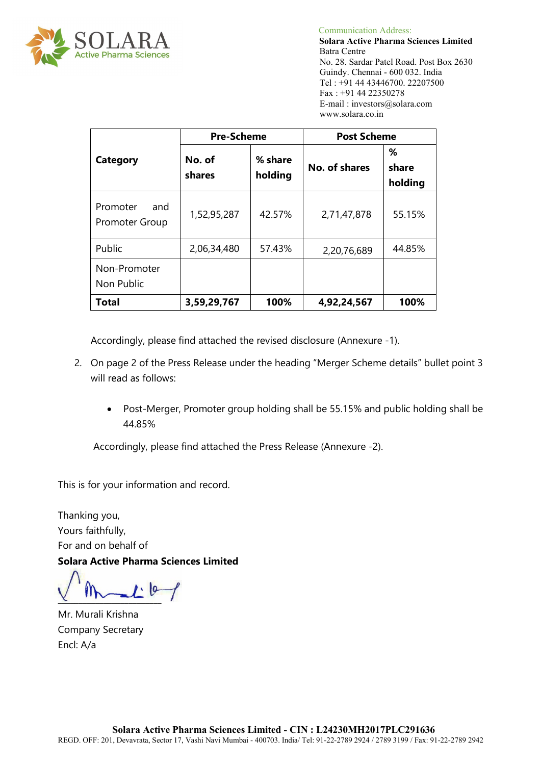Communication Address:
**Solara Active Pharma Sciences Limited**
Batra Centre
No. 28. Sardar Patel Road. Post Box 2630
Guindy. Chennai - 600 032. India
Tel : +91 44 43446700. 22207500
Fax : +91 44 22350278
E-mail : investors@solara.com
www.solara.co.in

| Category | Pre-Scheme | | Post Scheme | |
|---|---|---|---|---|
| | No. of shares | % share holding | No. of shares | % share holding |
| Promoter and Promoter Group | 1,52,95,287 | 42.57% | 2,71,47,878 | 55.15% |
| Public | 2,06,34,480 | 57.43% | 2,20,76,689 | 44.85% |
| Non-Promoter Non Public | | | | |
| **Total** | **3,59,29,767** | **100%** | **4,92,24,567** | **100%** |

Accordingly, please find attached the revised disclosure (Annexure -1).

2. On page 2 of the Press Release under the heading "Merger Scheme details" bullet point 3 will read as follows:

   - Post-Merger, Promoter group holding shall be 55.15% and public holding shall be 44.85%

   Accordingly, please find attached the Press Release (Annexure -2).

This is for your information and record.

Thanking you,
Yours faithfully,
For and on behalf of
**Solara Active Pharma Sciences Limited**

Mr. Murali Krishna
Company Secretary
Encl: A/a

**Solara Active Pharma Sciences Limited - CIN : L24230MH2017PLC291636**
REGD. OFF: 201, Devavrata, Sector 17, Vashi Navi Mumbai - 400703. India/ Tel: 91-22-2789 2924 / 2789 3199 / Fax: 91-22-2789 2942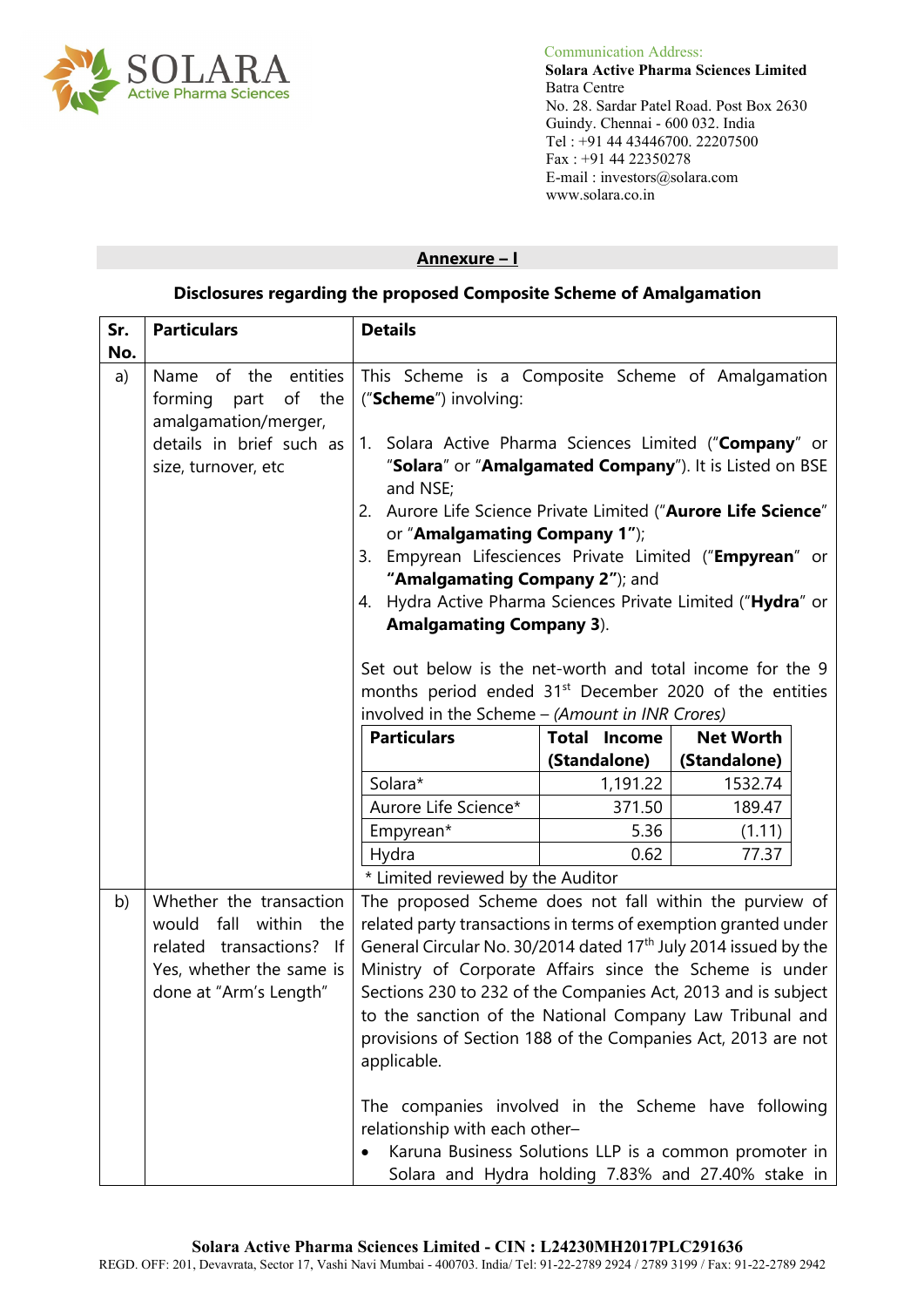Communication Address:
**Solara Active Pharma Sciences Limited**
Batra Centre
No. 28. Sardar Patel Road. Post Box 2630
Guindy. Chennai - 600 032. India
Tel : +91 44 43446700. 22207500
Fax : +91 44 22350278
E-mail : investors@solara.com
www.solara.co.in

## Annexure – I

### Disclosures regarding the proposed Composite Scheme of Amalgamation

| Sr. No. | Particulars | Details |
|---|---|---|
| a) | Name of the entities forming part of the amalgamation/merger, details in brief such as size, turnover, etc | This Scheme is a Composite Scheme of Amalgamation ("**Scheme**") involving:<br><br>1. Solara Active Pharma Sciences Limited ("**Company**" or "**Solara**" or "**Amalgamated Company**"). It is Listed on BSE and NSE;<br>2. Aurore Life Science Private Limited ("**Aurore Life Science**" or "**Amalgamating Company 1"**);<br>3. Empyrean Lifesciences Private Limited ("**Empyrean**" or **"Amalgamating Company 2"**); and<br>4. Hydra Active Pharma Sciences Private Limited ("**Hydra**" or **Amalgamating Company 3**).<br><br>Set out below is the net-worth and total income for the 9 months period ended 31st December 2020 of the entities involved in the Scheme – *(Amount in INR Crores)*<br><br>**Particulars** / **Total Income (Standalone)** / **Net Worth (Standalone)**<br>Solara* / 1,191.22 / 1532.74<br>Aurore Life Science* / 371.50 / 189.47<br>Empyrean* / 5.36 / (1.11)<br>Hydra / 0.62 / 77.37<br><br>* Limited reviewed by the Auditor |
| b) | Whether the transaction would fall within the related transactions? If Yes, whether the same is done at "Arm's Length" | The proposed Scheme does not fall within the purview of related party transactions in terms of exemption granted under General Circular No. 30/2014 dated 17th July 2014 issued by the Ministry of Corporate Affairs since the Scheme is under Sections 230 to 232 of the Companies Act, 2013 and is subject to the sanction of the National Company Law Tribunal and provisions of Section 188 of the Companies Act, 2013 are not applicable.<br><br>The companies involved in the Scheme have following relationship with each other–<br><br>• Karuna Business Solutions LLP is a common promoter in Solara and Hydra holding 7.83% and 27.40% stake in |

**Solara Active Pharma Sciences Limited - CIN : L24230MH2017PLC291636**
REGD. OFF: 201, Devavrata, Sector 17, Vashi Navi Mumbai - 400703. India/ Tel: 91-22-2789 2924 / 2789 3199 / Fax: 91-22-2789 2942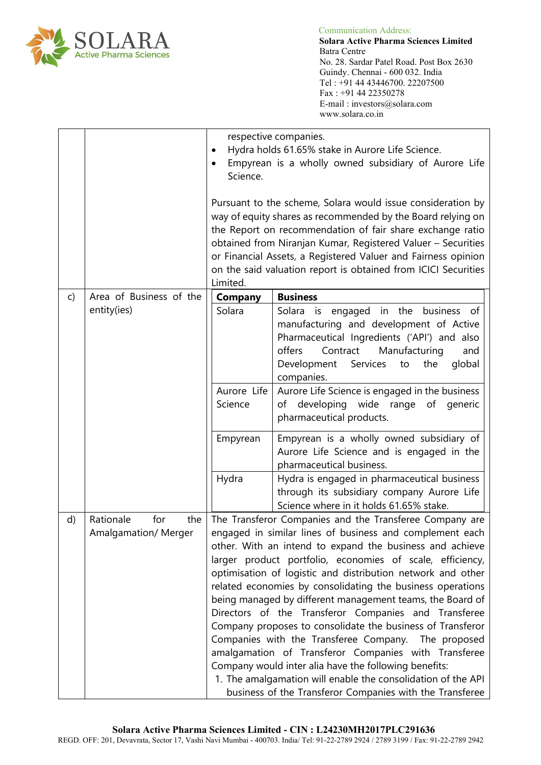| | | |
|---|---|---|
| | | respective companies.<br>• Hydra holds 61.65% stake in Aurore Life Science.<br>• Empyrean is a wholly owned subsidiary of Aurore Life Science.<br><br>Pursuant to the scheme, Solara would issue consideration by way of equity shares as recommended by the Board relying on the Report on recommendation of fair share exchange ratio obtained from Niranjan Kumar, Registered Valuer – Securities or Financial Assets, a Registered Valuer and Fairness opinion on the said valuation report is obtained from ICICI Securities Limited. |
| c) | Area of Business of the entity(ies) | **Company** — **Business**<br>Solara — Solara is engaged in the business of manufacturing and development of Active Pharmaceutical Ingredients ('API') and also offers Contract Manufacturing and Development Services to the global companies.<br>Aurore Life Science — Aurore Life Science is engaged in the business of developing wide range of generic pharmaceutical products.<br>Empyrean — Empyrean is a wholly owned subsidiary of Aurore Life Science and is engaged in the pharmaceutical business.<br>Hydra — Hydra is engaged in pharmaceutical business through its subsidiary company Aurore Life Science where in it holds 61.65% stake. |
| d) | Rationale for the Amalgamation/ Merger | The Transferor Companies and the Transferee Company are engaged in similar lines of business and complement each other. With an intend to expand the business and achieve larger product portfolio, economies of scale, efficiency, optimisation of logistic and distribution network and other related economies by consolidating the business operations being managed by different management teams, the Board of Directors of the Transferor Companies and Transferee Company proposes to consolidate the business of Transferor Companies with the Transferee Company. The proposed amalgamation of Transferor Companies with Transferee Company would inter alia have the following benefits:<br>1. The amalgamation will enable the consolidation of the API business of the Transferor Companies with the Transferee |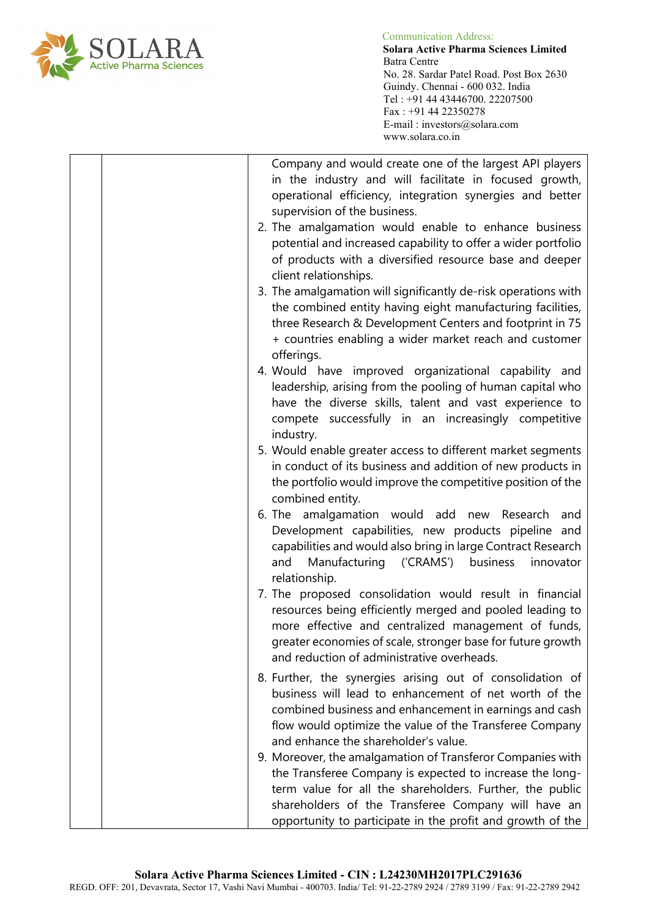| | | Company and would create one of the largest API players in the industry and will facilitate in focused growth, operational efficiency, integration synergies and better supervision of the business.<br>2. The amalgamation would enable to enhance business potential and increased capability to offer a wider portfolio of products with a diversified resource base and deeper client relationships.<br>3. The amalgamation will significantly de-risk operations with the combined entity having eight manufacturing facilities, three Research & Development Centers and footprint in 75 + countries enabling a wider market reach and customer offerings.<br>4. Would have improved organizational capability and leadership, arising from the pooling of human capital who have the diverse skills, talent and vast experience to compete successfully in an increasingly competitive industry.<br>5. Would enable greater access to different market segments in conduct of its business and addition of new products in the portfolio would improve the competitive position of the combined entity.<br>6. The amalgamation would add new Research and Development capabilities, new products pipeline and capabilities and would also bring in large Contract Research and Manufacturing ('CRAMS') business innovator relationship.<br>7. The proposed consolidation would result in financial resources being efficiently merged and pooled leading to more effective and centralized management of funds, greater economies of scale, stronger base for future growth and reduction of administrative overheads.<br>8. Further, the synergies arising out of consolidation of business will lead to enhancement of net worth of the combined business and enhancement in earnings and cash flow would optimize the value of the Transferee Company and enhance the shareholder's value.<br>9. Moreover, the amalgamation of Transferor Companies with the Transferee Company is expected to increase the long-term value for all the shareholders. Further, the public shareholders of the Transferee Company will have an opportunity to participate in the profit and growth of the |
|---|---|---|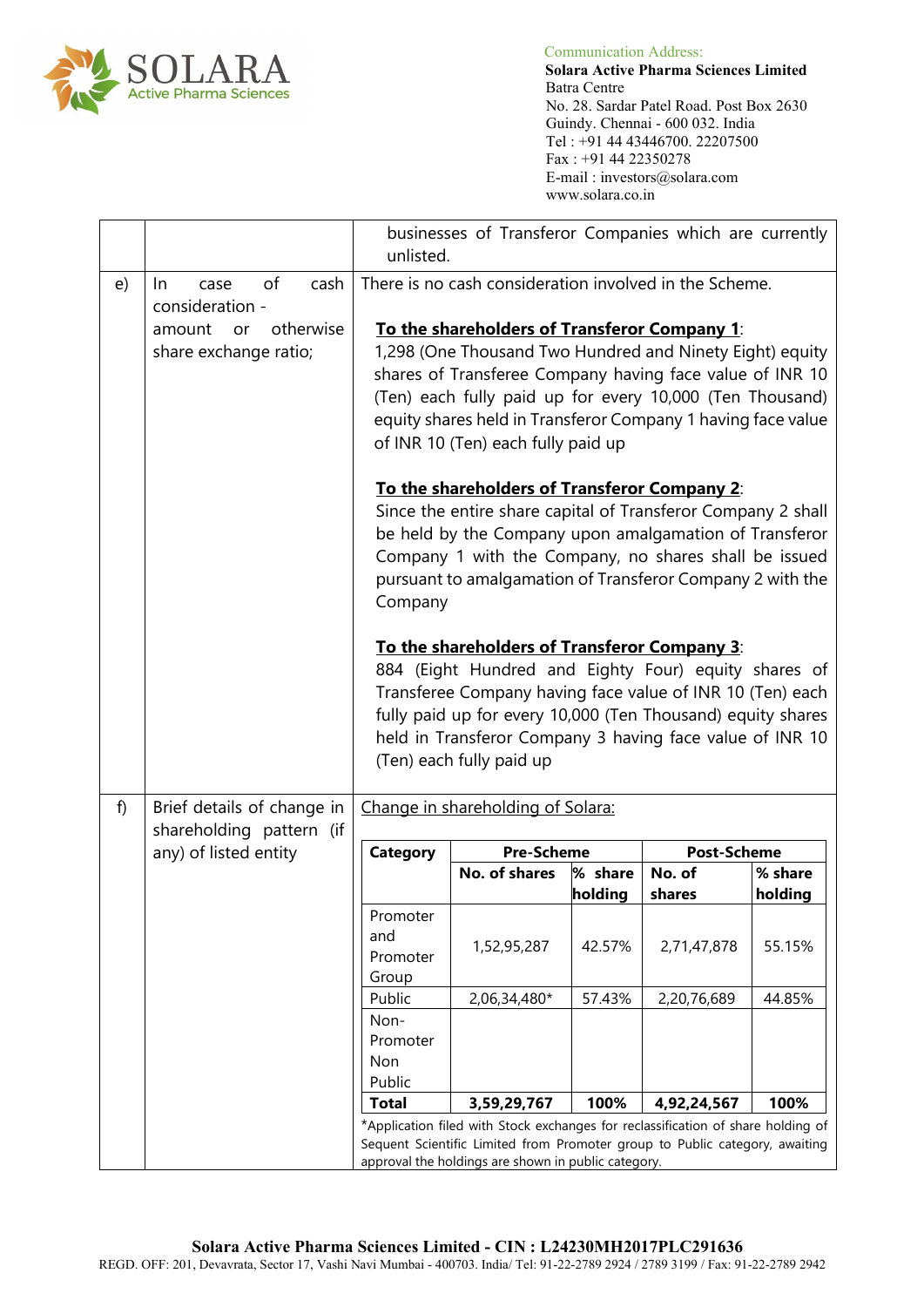| | | |
|---|---|---|
| | | businesses of Transferor Companies which are currently unlisted. |
| e) | In case of cash consideration - amount or otherwise share exchange ratio; | There is no cash consideration involved in the Scheme.<br><br>**<u>To the shareholders of Transferor Company 1</u>**:<br>1,298 (One Thousand Two Hundred and Ninety Eight) equity shares of Transferee Company having face value of INR 10 (Ten) each fully paid up for every 10,000 (Ten Thousand) equity shares held in Transferor Company 1 having face value of INR 10 (Ten) each fully paid up<br><br>**<u>To the shareholders of Transferor Company 2</u>**:<br>Since the entire share capital of Transferor Company 2 shall be held by the Company upon amalgamation of Transferor Company 1 with the Company, no shares shall be issued pursuant to amalgamation of Transferor Company 2 with the Company<br><br>**<u>To the shareholders of Transferor Company 3</u>**:<br>884 (Eight Hundred and Eighty Four) equity shares of Transferee Company having face value of INR 10 (Ten) each fully paid up for every 10,000 (Ten Thousand) equity shares held in Transferor Company 3 having face value of INR 10 (Ten) each fully paid up |
| f) | Brief details of change in shareholding pattern (if any) of listed entity | <u>Change in shareholding of Solara:</u> |

| Category | Pre-Scheme | | Post-Scheme | |
|---|---|---|---|---|
| | **No. of shares** | **% share holding** | **No. of shares** | **% share holding** |
| Promoter and Promoter Group | 1,52,95,287 | 42.57% | 2,71,47,878 | 55.15% |
| Public | 2,06,34,480* | 57.43% | 2,20,76,689 | 44.85% |
| Non-Promoter Non Public | | | | |
| **Total** | **3,59,29,767** | **100%** | **4,92,24,567** | **100%** |

*Application filed with Stock exchanges for reclassification of share holding of Sequent Scientific Limited from Promoter group to Public category, awaiting approval the holdings are shown in public category.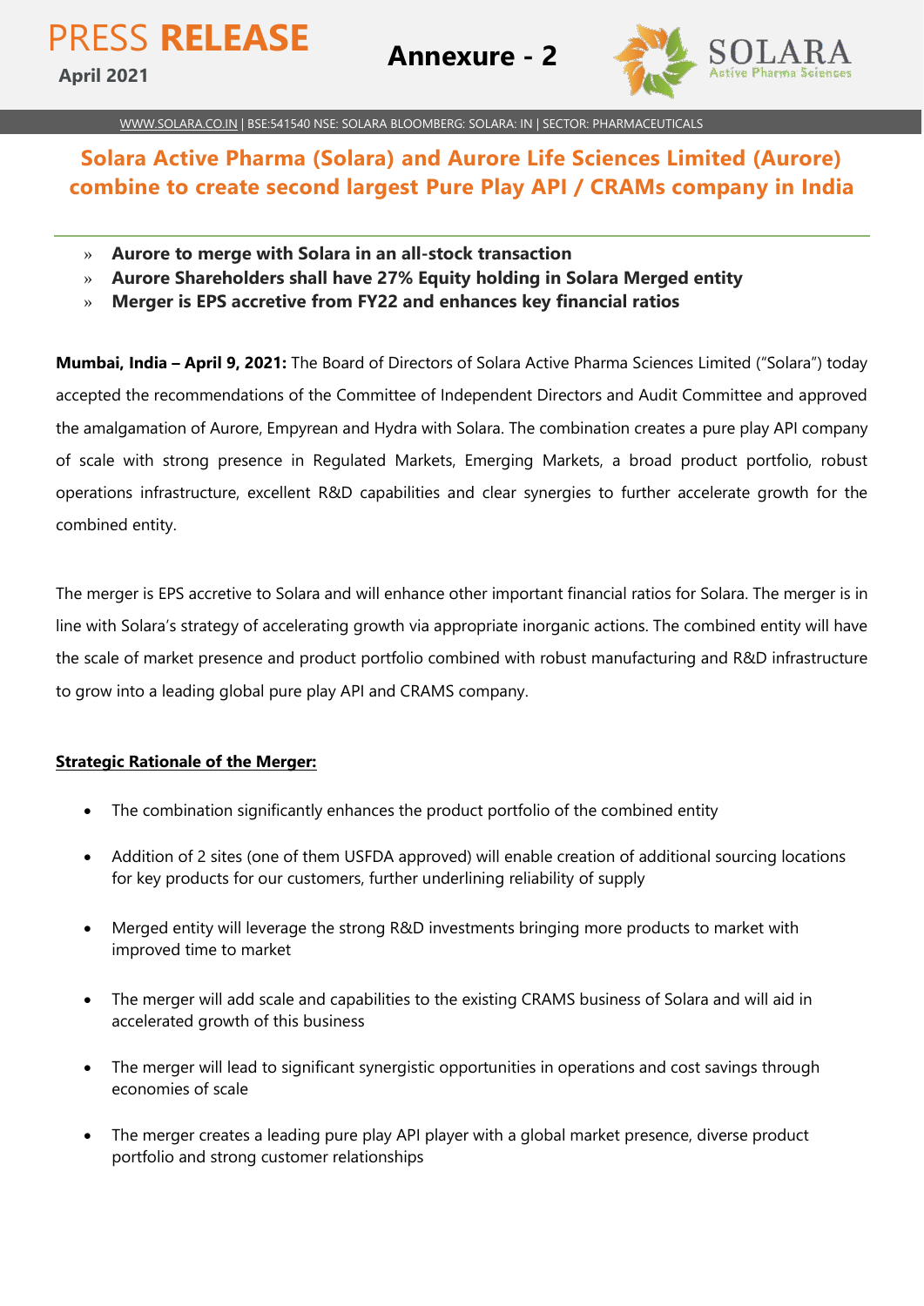PRESS **RELEASE**

**April 2021**

**Annexure - 2**

WWW.SOLARA.CO.IN | BSE:541540 NSE: SOLARA BLOOMBERG: SOLARA: IN | SECTOR: PHARMACEUTICALS

## Solara Active Pharma (Solara) and Aurore Life Sciences Limited (Aurore) combine to create second largest Pure Play API / CRAMs company in India

- **Aurore to merge with Solara in an all-stock transaction**
- **Aurore Shareholders shall have 27% Equity holding in Solara Merged entity**
- **Merger is EPS accretive from FY22 and enhances key financial ratios**

**Mumbai, India – April 9, 2021:** The Board of Directors of Solara Active Pharma Sciences Limited ("Solara") today accepted the recommendations of the Committee of Independent Directors and Audit Committee and approved the amalgamation of Aurore, Empyrean and Hydra with Solara. The combination creates a pure play API company of scale with strong presence in Regulated Markets, Emerging Markets, a broad product portfolio, robust operations infrastructure, excellent R&D capabilities and clear synergies to further accelerate growth for the combined entity.

The merger is EPS accretive to Solara and will enhance other important financial ratios for Solara. The merger is in line with Solara's strategy of accelerating growth via appropriate inorganic actions. The combined entity will have the scale of market presence and product portfolio combined with robust manufacturing and R&D infrastructure to grow into a leading global pure play API and CRAMS company.

**Strategic Rationale of the Merger:**

- The combination significantly enhances the product portfolio of the combined entity
- Addition of 2 sites (one of them USFDA approved) will enable creation of additional sourcing locations for key products for our customers, further underlining reliability of supply
- Merged entity will leverage the strong R&D investments bringing more products to market with improved time to market
- The merger will add scale and capabilities to the existing CRAMS business of Solara and will aid in accelerated growth of this business
- The merger will lead to significant synergistic opportunities in operations and cost savings through economies of scale
- The merger creates a leading pure play API player with a global market presence, diverse product portfolio and strong customer relationships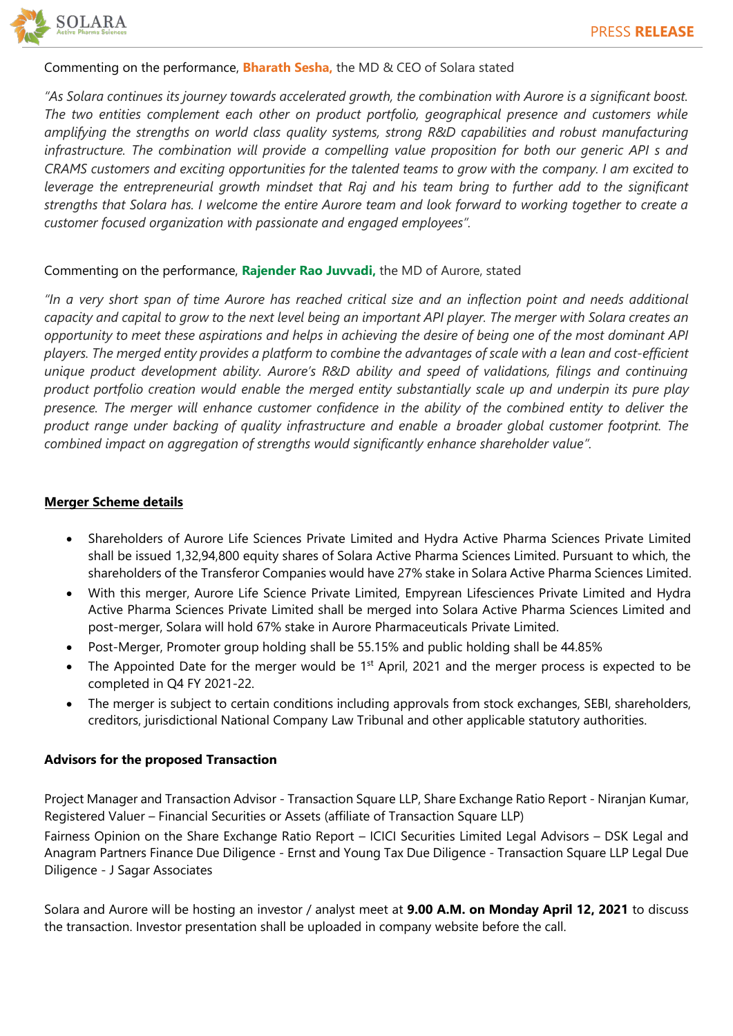Commenting on the performance, **Bharath Sesha,** the MD & CEO of Solara stated

*"As Solara continues its journey towards accelerated growth, the combination with Aurore is a significant boost. The two entities complement each other on product portfolio, geographical presence and customers while amplifying the strengths on world class quality systems, strong R&D capabilities and robust manufacturing infrastructure. The combination will provide a compelling value proposition for both our generic API s and CRAMS customers and exciting opportunities for the talented teams to grow with the company. I am excited to leverage the entrepreneurial growth mindset that Raj and his team bring to further add to the significant strengths that Solara has. I welcome the entire Aurore team and look forward to working together to create a customer focused organization with passionate and engaged employees".*

Commenting on the performance, **Rajender Rao Juvvadi,** the MD of Aurore, stated

*"In a very short span of time Aurore has reached critical size and an inflection point and needs additional capacity and capital to grow to the next level being an important API player. The merger with Solara creates an opportunity to meet these aspirations and helps in achieving the desire of being one of the most dominant API players. The merged entity provides a platform to combine the advantages of scale with a lean and cost-efficient unique product development ability. Aurore's R&D ability and speed of validations, filings and continuing product portfolio creation would enable the merged entity substantially scale up and underpin its pure play presence. The merger will enhance customer confidence in the ability of the combined entity to deliver the product range under backing of quality infrastructure and enable a broader global customer footprint. The combined impact on aggregation of strengths would significantly enhance shareholder value".*

**Merger Scheme details**

- Shareholders of Aurore Life Sciences Private Limited and Hydra Active Pharma Sciences Private Limited shall be issued 1,32,94,800 equity shares of Solara Active Pharma Sciences Limited. Pursuant to which, the shareholders of the Transferor Companies would have 27% stake in Solara Active Pharma Sciences Limited.
- With this merger, Aurore Life Science Private Limited, Empyrean Lifesciences Private Limited and Hydra Active Pharma Sciences Private Limited shall be merged into Solara Active Pharma Sciences Limited and post-merger, Solara will hold 67% stake in Aurore Pharmaceuticals Private Limited.
- Post-Merger, Promoter group holding shall be 55.15% and public holding shall be 44.85%
- The Appointed Date for the merger would be 1st April, 2021 and the merger process is expected to be completed in Q4 FY 2021-22.
- The merger is subject to certain conditions including approvals from stock exchanges, SEBI, shareholders, creditors, jurisdictional National Company Law Tribunal and other applicable statutory authorities.

**Advisors for the proposed Transaction**

Project Manager and Transaction Advisor - Transaction Square LLP, Share Exchange Ratio Report - Niranjan Kumar, Registered Valuer – Financial Securities or Assets (affiliate of Transaction Square LLP)

Fairness Opinion on the Share Exchange Ratio Report – ICICI Securities Limited Legal Advisors – DSK Legal and Anagram Partners Finance Due Diligence - Ernst and Young Tax Due Diligence - Transaction Square LLP Legal Due Diligence - J Sagar Associates

Solara and Aurore will be hosting an investor / analyst meet at **9.00 A.M. on Monday April 12, 2021** to discuss the transaction. Investor presentation shall be uploaded in company website before the call.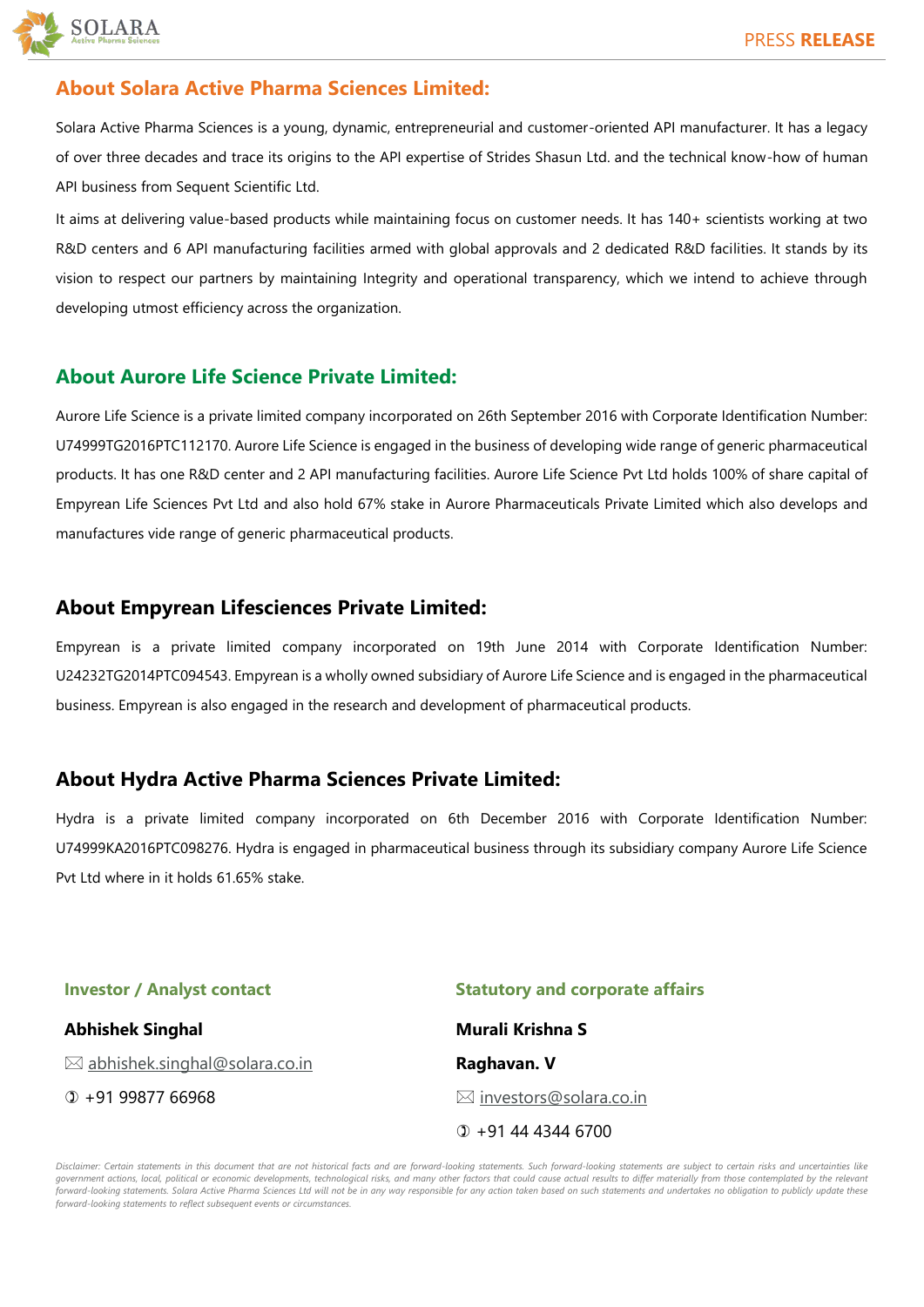## About Solara Active Pharma Sciences Limited:

Solara Active Pharma Sciences is a young, dynamic, entrepreneurial and customer-oriented API manufacturer. It has a legacy of over three decades and trace its origins to the API expertise of Strides Shasun Ltd. and the technical know-how of human API business from Sequent Scientific Ltd.

It aims at delivering value-based products while maintaining focus on customer needs. It has 140+ scientists working at two R&D centers and 6 API manufacturing facilities armed with global approvals and 2 dedicated R&D facilities. It stands by its vision to respect our partners by maintaining Integrity and operational transparency, which we intend to achieve through developing utmost efficiency across the organization.

## About Aurore Life Science Private Limited:

Aurore Life Science is a private limited company incorporated on 26th September 2016 with Corporate Identification Number: U74999TG2016PTC112170. Aurore Life Science is engaged in the business of developing wide range of generic pharmaceutical products. It has one R&D center and 2 API manufacturing facilities. Aurore Life Science Pvt Ltd holds 100% of share capital of Empyrean Life Sciences Pvt Ltd and also hold 67% stake in Aurore Pharmaceuticals Private Limited which also develops and manufactures vide range of generic pharmaceutical products.

## About Empyrean Lifesciences Private Limited:

Empyrean is a private limited company incorporated on 19th June 2014 with Corporate Identification Number: U24232TG2014PTC094543. Empyrean is a wholly owned subsidiary of Aurore Life Science and is engaged in the pharmaceutical business. Empyrean is also engaged in the research and development of pharmaceutical products.

## About Hydra Active Pharma Sciences Private Limited:

Hydra is a private limited company incorporated on 6th December 2016 with Corporate Identification Number: U74999KA2016PTC098276. Hydra is engaged in pharmaceutical business through its subsidiary company Aurore Life Science Pvt Ltd where in it holds 61.65% stake.

**Investor / Analyst contact**

**Abhishek Singhal**

abhishek.singhal@solara.co.in

+91 99877 66968

**Statutory and corporate affairs**

**Murali Krishna S**

**Raghavan. V**

investors@solara.co.in

+91 44 4344 6700

*Disclaimer: Certain statements in this document that are not historical facts and are forward-looking statements. Such forward-looking statements are subject to certain risks and uncertainties like government actions, local, political or economic developments, technological risks, and many other factors that could cause actual results to differ materially from those contemplated by the relevant forward-looking statements. Solara Active Pharma Sciences Ltd will not be in any way responsible for any action taken based on such statements and undertakes no obligation to publicly update these forward-looking statements to reflect subsequent events or circumstances.*